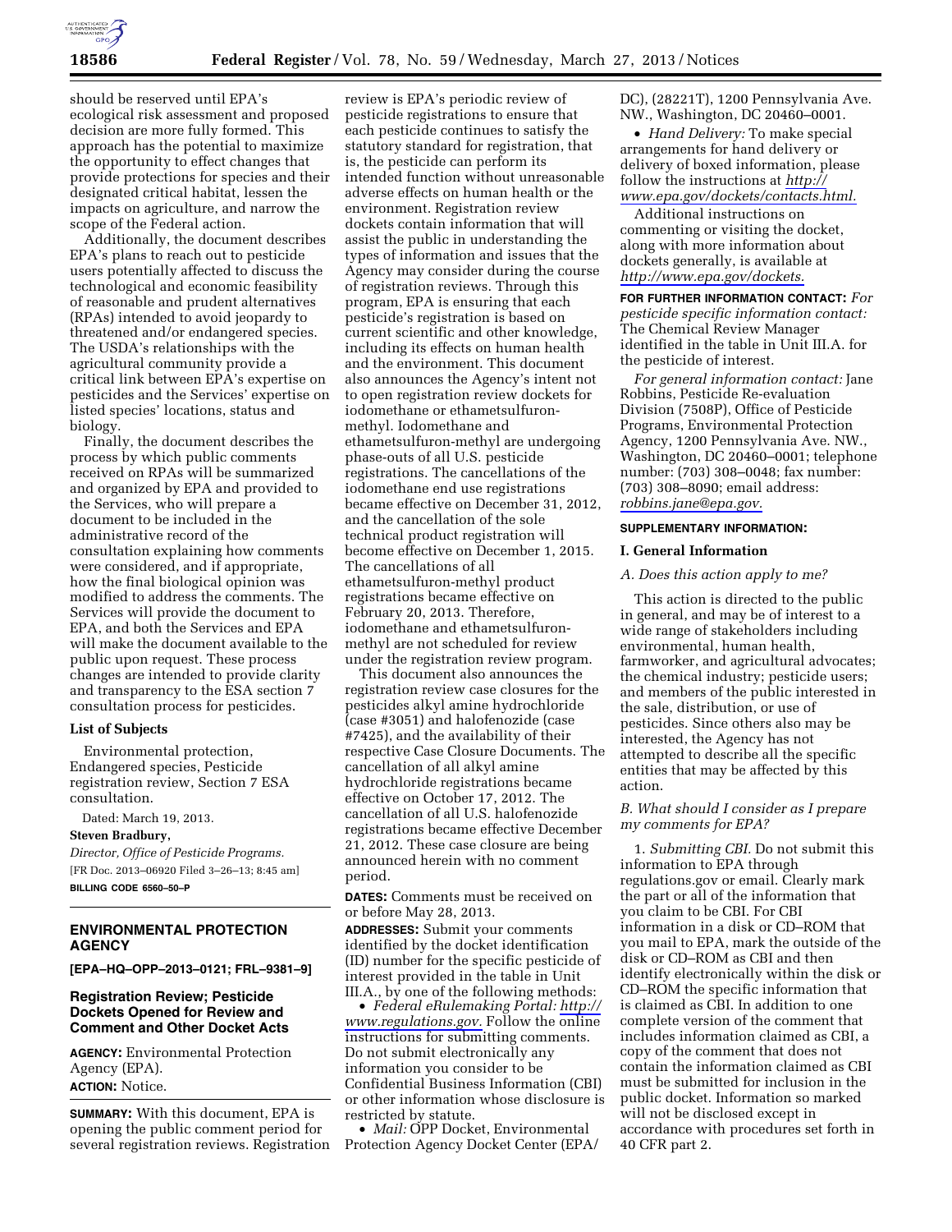should be reserved until EPA's ecological risk assessment and proposed decision are more fully formed. This approach has the potential to maximize the opportunity to effect changes that provide protections for species and their designated critical habitat, lessen the impacts on agriculture, and narrow the scope of the Federal action.

Additionally, the document describes EPA's plans to reach out to pesticide users potentially affected to discuss the technological and economic feasibility of reasonable and prudent alternatives (RPAs) intended to avoid jeopardy to threatened and/or endangered species. The USDA's relationships with the agricultural community provide a critical link between EPA's expertise on pesticides and the Services' expertise on listed species' locations, status and biology.

Finally, the document describes the process by which public comments received on RPAs will be summarized and organized by EPA and provided to the Services, who will prepare a document to be included in the administrative record of the consultation explaining how comments were considered, and if appropriate, how the final biological opinion was modified to address the comments. The Services will provide the document to EPA, and both the Services and EPA will make the document available to the public upon request. These process changes are intended to provide clarity and transparency to the ESA section 7 consultation process for pesticides.

**List of Subjects**

Environmental protection, Endangered species, Pesticide registration review, Section 7 ESA consultation.

Dated: March 19, 2013.

**Steven Bradbury,**

*Director, Office of Pesticide Programs.*

[FR Doc. 2013–06920 Filed 3–26–13; 8:45 am]

**BILLING CODE 6560–50–P**

## ENVIRONMENTAL PROTECTION AGENCY

**[EPA–HQ–OPP–2013–0121; FRL–9381–9]**

## Registration Review; Pesticide Dockets Opened for Review and Comment and Other Docket Acts

**AGENCY:** Environmental Protection Agency (EPA).

**ACTION:** Notice.

**SUMMARY:** With this document, EPA is opening the public comment period for several registration reviews. Registration review is EPA's periodic review of pesticide registrations to ensure that each pesticide continues to satisfy the statutory standard for registration, that is, the pesticide can perform its intended function without unreasonable adverse effects on human health or the environment. Registration review dockets contain information that will assist the public in understanding the types of information and issues that the Agency may consider during the course of registration reviews. Through this program, EPA is ensuring that each pesticide's registration is based on current scientific and other knowledge, including its effects on human health and the environment. This document also announces the Agency's intent not to open registration review dockets for iodomethane or ethametsulfuron-methyl. Iodomethane and ethametsulfuron-methyl are undergoing phase-outs of all U.S. pesticide registrations. The cancellations of the iodomethane end use registrations became effective on December 31, 2012, and the cancellation of the sole technical product registration will become effective on December 1, 2015. The cancellations of all ethametsulfuron-methyl product registrations became effective on February 20, 2013. Therefore, iodomethane and ethametsulfuron-methyl are not scheduled for review under the registration review program.

This document also announces the registration review case closures for the pesticides alkyl amine hydrochloride (case #3051) and halofenozide (case #7425), and the availability of their respective Case Closure Documents. The cancellation of all alkyl amine hydrochloride registrations became effective on October 17, 2012. The cancellation of all U.S. halofenozide registrations became effective December 21, 2012. These case closure are being announced herein with no comment period.

**DATES:** Comments must be received on or before May 28, 2013.

**ADDRESSES:** Submit your comments identified by the docket identification (ID) number for the specific pesticide of interest provided in the table in Unit III.A., by one of the following methods:

- *Federal eRulemaking Portal: http://www.regulations.gov.* Follow the online instructions for submitting comments. Do not submit electronically any information you consider to be Confidential Business Information (CBI) or other information whose disclosure is restricted by statute.
- *Mail:* OPP Docket, Environmental Protection Agency Docket Center (EPA/DC), (28221T), 1200 Pennsylvania Ave. NW., Washington, DC 20460–0001.
- *Hand Delivery:* To make special arrangements for hand delivery or delivery of boxed information, please follow the instructions at *http://www.epa.gov/dockets/contacts.html.*

Additional instructions on commenting or visiting the docket, along with more information about dockets generally, is available at *http://www.epa.gov/dockets.*

**FOR FURTHER INFORMATION CONTACT:** *For pesticide specific information contact:* The Chemical Review Manager identified in the table in Unit III.A. for the pesticide of interest.

*For general information contact:* Jane Robbins, Pesticide Re-evaluation Division (7508P), Office of Pesticide Programs, Environmental Protection Agency, 1200 Pennsylvania Ave. NW., Washington, DC 20460–0001; telephone number: (703) 308–0048; fax number: (703) 308–8090; email address: *robbins.jane@epa.gov.*

**SUPPLEMENTARY INFORMATION:**

### I. General Information

*A. Does this action apply to me?*

This action is directed to the public in general, and may be of interest to a wide range of stakeholders including environmental, human health, farmworker, and agricultural advocates; the chemical industry; pesticide users; and members of the public interested in the sale, distribution, or use of pesticides. Since others also may be interested, the Agency has not attempted to describe all the specific entities that may be affected by this action.

*B. What should I consider as I prepare my comments for EPA?*

1. *Submitting CBI.* Do not submit this information to EPA through regulations.gov or email. Clearly mark the part or all of the information that you claim to be CBI. For CBI information in a disk or CD–ROM that you mail to EPA, mark the outside of the disk or CD–ROM as CBI and then identify electronically within the disk or CD–ROM the specific information that is claimed as CBI. In addition to one complete version of the comment that includes information claimed as CBI, a copy of the comment that does not contain the information claimed as CBI must be submitted for inclusion in the public docket. Information so marked will not be disclosed except in accordance with procedures set forth in 40 CFR part 2.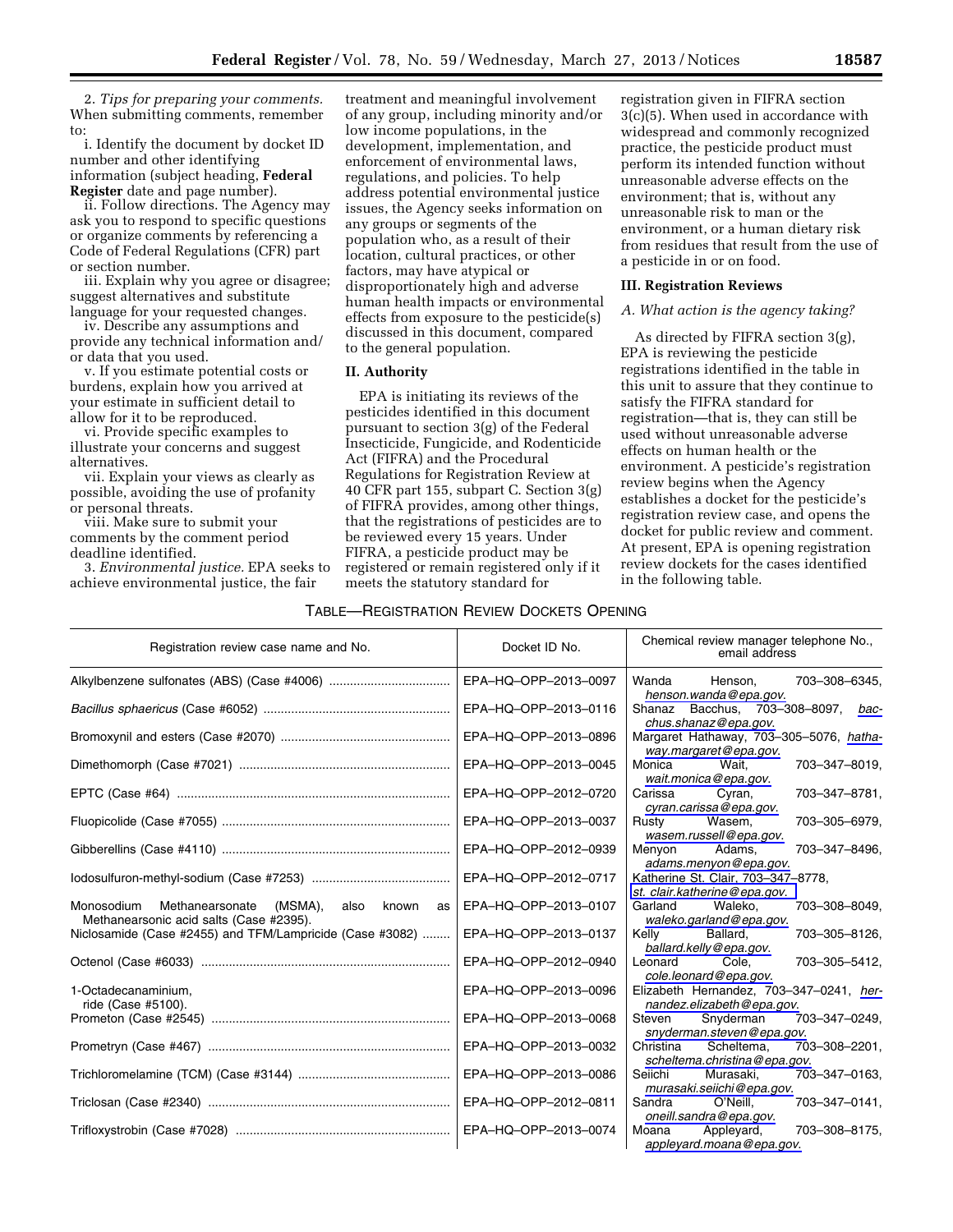2. *Tips for preparing your comments.* When submitting comments, remember to:

i. Identify the document by docket ID number and other identifying information (subject heading, **Federal Register** date and page number).

ii. Follow directions. The Agency may ask you to respond to specific questions or organize comments by referencing a Code of Federal Regulations (CFR) part or section number.

iii. Explain why you agree or disagree; suggest alternatives and substitute language for your requested changes.

iv. Describe any assumptions and provide any technical information and/or data that you used.

v. If you estimate potential costs or burdens, explain how you arrived at your estimate in sufficient detail to allow for it to be reproduced.

vi. Provide specific examples to illustrate your concerns and suggest alternatives.

vii. Explain your views as clearly as possible, avoiding the use of profanity or personal threats.

viii. Make sure to submit your comments by the comment period deadline identified.

3. *Environmental justice.* EPA seeks to achieve environmental justice, the fair treatment and meaningful involvement of any group, including minority and/or low income populations, in the development, implementation, and enforcement of environmental laws, regulations, and policies. To help address potential environmental justice issues, the Agency seeks information on any groups or segments of the population who, as a result of their location, cultural practices, or other factors, may have atypical or disproportionately high and adverse human health impacts or environmental effects from exposure to the pesticide(s) discussed in this document, compared to the general population.

## II. Authority

EPA is initiating its reviews of the pesticides identified in this document pursuant to section 3(g) of the Federal Insecticide, Fungicide, and Rodenticide Act (FIFRA) and the Procedural Regulations for Registration Review at 40 CFR part 155, subpart C. Section 3(g) of FIFRA provides, among other things, that the registrations of pesticides are to be reviewed every 15 years. Under FIFRA, a pesticide product may be registered or remain registered only if it meets the statutory standard for registration given in FIFRA section 3(c)(5). When used in accordance with widespread and commonly recognized practice, the pesticide product must perform its intended function without unreasonable adverse effects on the environment; that is, without any unreasonable risk to man or the environment, or a human dietary risk from residues that result from the use of a pesticide in or on food.

## III. Registration Reviews

### A. What action is the agency taking?

As directed by FIFRA section 3(g), EPA is reviewing the pesticide registrations identified in the table in this unit to assure that they continue to satisfy the FIFRA standard for registration—that is, they can still be used without unreasonable adverse effects on human health or the environment. A pesticide's registration review begins when the Agency establishes a docket for the pesticide's registration review case, and opens the docket for public review and comment. At present, EPA is opening registration review dockets for the cases identified in the following table.

TABLE—REGISTRATION REVIEW DOCKETS OPENING

| Registration review case name and No. | Docket ID No. | Chemical review manager telephone No., email address |
|---|---|---|
| Alkylbenzene sulfonates (ABS) (Case #4006) | EPA–HQ–OPP–2013–0097 | Wanda Henson, 703–308–6345, henson.wanda@epa.gov. |
| *Bacillus sphaericus* (Case #6052) | EPA–HQ–OPP–2013–0116 | Shanaz Bacchus, 703–308–8097, bacchus.shanaz@epa.gov. |
| Bromoxynil and esters (Case #2070) | EPA–HQ–OPP–2013–0896 | Margaret Hathaway, 703–305–5076, hathaway.margaret@epa.gov. |
| Dimethomorph (Case #7021) | EPA–HQ–OPP–2013–0045 | Monica Wait, 703–347–8019, wait.monica@epa.gov. |
| EPTC (Case #64) | EPA–HQ–OPP–2012–0720 | Carissa Cyran, 703–347–8781, cyran.carissa@epa.gov. |
| Fluopicolide (Case #7055) | EPA–HQ–OPP–2013–0037 | Rusty Wasem, 703–305–6979, wasem.russell@epa.gov. |
| Gibberellins (Case #4110) | EPA–HQ–OPP–2012–0939 | Menyon Adams, 703–347–8496, adams.menyon@epa.gov. |
| Iodosulfuron-methyl-sodium (Case #7253) | EPA–HQ–OPP–2012–0717 | Katherine St. Clair, 703–347–8778, st. clair.katherine@epa.gov. |
| Monosodium Methanearsonate (MSMA), also known as Methanearsonic acid salts (Case #2395). | EPA–HQ–OPP–2013–0107 | Garland Waleko, 703–308–8049, waleko.garland@epa.gov. |
| Niclosamide (Case #2455) and TFM/Lampricide (Case #3082) | EPA–HQ–OPP–2013–0137 | Kelly Ballard, 703–305–8126, ballard.kelly@epa.gov. |
| Octenol (Case #6033) | EPA–HQ–OPP–2012–0940 | Leonard Cole, 703–305–5412, cole.leonard@epa.gov. |
| 1-Octadecanaminium, ride (Case #5100). | EPA–HQ–OPP–2013–0096 | Elizabeth Hernandez, 703–347–0241, hernandez.elizabeth@epa.gov. |
| Prometon (Case #2545) | EPA–HQ–OPP–2013–0068 | Steven Snyderman 703–347–0249, snyderman.steven@epa.gov. |
| Prometryn (Case #467) | EPA–HQ–OPP–2013–0032 | Christina Scheltema, 703–308–2201, scheltema.christina@epa.gov. |
| Trichloromelamine (TCM) (Case #3144) | EPA–HQ–OPP–2013–0086 | Seiichi Murasaki, 703–347–0163, murasaki.seiichi@epa.gov. |
| Triclosan (Case #2340) | EPA–HQ–OPP–2012–0811 | Sandra O'Neill, 703–347–0141, oneill.sandra@epa.gov. |
| Trifloxystrobin (Case #7028) | EPA–HQ–OPP–2013–0074 | Moana Appleyard, 703–308–8175, appleyard.moana@epa.gov. |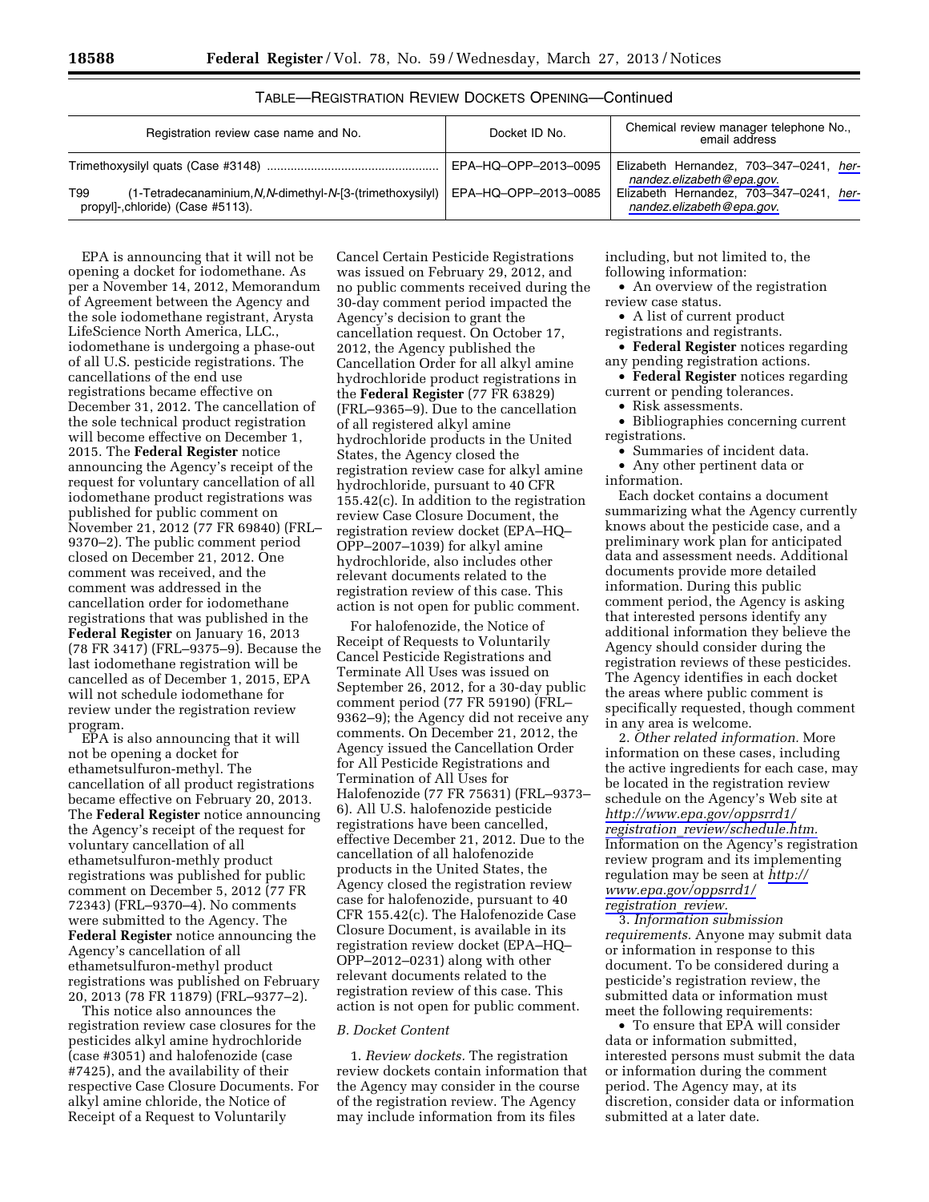TABLE—REGISTRATION REVIEW DOCKETS OPENING—Continued

| Registration review case name and No. | Docket ID No. | Chemical review manager telephone No., email address |
|---|---|---|
| Trimethoxysilyl quats (Case #3148) | EPA–HQ–OPP–2013–0095 | Elizabeth Hernandez, 703–347–0241, hernandez.elizabeth@epa.gov. |
| T99 (1-Tetradecanaminium,*N,N*-dimethyl-*N*-[3-(trimethoxysilyl) propyl]-,chloride) (Case #5113). | EPA–HQ–OPP–2013–0085 | Elizabeth Hernandez, 703–347–0241, hernandez.elizabeth@epa.gov. |

EPA is announcing that it will not be opening a docket for iodomethane. As per a November 14, 2012, Memorandum of Agreement between the Agency and the sole iodomethane registrant, Arysta LifeScience North America, LLC., iodomethane is undergoing a phase-out of all U.S. pesticide registrations. The cancellations of the end use registrations became effective on December 31, 2012. The cancellation of the sole technical product registration will become effective on December 1, 2015. The **Federal Register** notice announcing the Agency's receipt of the request for voluntary cancellation of all iodomethane product registrations was published for public comment on November 21, 2012 (77 FR 69840) (FRL–9370–2). The public comment period closed on December 21, 2012. One comment was received, and the comment was addressed in the cancellation order for iodomethane registrations that was published in the **Federal Register** on January 16, 2013 (78 FR 3417) (FRL–9375–9). Because the last iodomethane registration will be cancelled as of December 1, 2015, EPA will not schedule iodomethane for review under the registration review program.

EPA is also announcing that it will not be opening a docket for ethametsulfuron-methyl. The cancellation of all product registrations became effective on February 20, 2013. The **Federal Register** notice announcing the Agency's receipt of the request for voluntary cancellation of all ethametsulfuron-methly product registrations was published for public comment on December 5, 2012 (77 FR 72343) (FRL–9370–4). No comments were submitted to the Agency. The **Federal Register** notice announcing the Agency's cancellation of all ethametsulfuron-methyl product registrations was published on February 20, 2013 (78 FR 11879) (FRL–9377–2).

This notice also announces the registration review case closures for the pesticides alkyl amine hydrochloride (case #3051) and halofenozide (case #7425), and the availability of their respective Case Closure Documents. For alkyl amine chloride, the Notice of Receipt of a Request to Voluntarily Cancel Certain Pesticide Registrations was issued on February 29, 2012, and no public comments received during the 30-day comment period impacted the Agency's decision to grant the cancellation request. On October 17, 2012, the Agency published the Cancellation Order for all alkyl amine hydrochloride product registrations in the **Federal Register** (77 FR 63829) (FRL–9365–9). Due to the cancellation of all registered alkyl amine hydrochloride products in the United States, the Agency closed the registration review case for alkyl amine hydrochloride, pursuant to 40 CFR 155.42(c). In addition to the registration review Case Closure Document, the registration review docket (EPA–HQ–OPP–2007–1039) for alkyl amine hydrochloride, also includes other relevant documents related to the registration review of this case. This action is not open for public comment.

For halofenozide, the Notice of Receipt of Requests to Voluntarily Cancel Certain Pesticide Registrations and Terminate All Uses was issued on September 26, 2012, for a 30-day public comment period (77 FR 59190) (FRL–9362–9); the Agency did not receive any comments. On December 21, 2012, the Agency issued the Cancellation Order for All Pesticide Registrations and Termination of All Uses for Halofenozide (77 FR 75631) (FRL–9373–6). All U.S. halofenozide pesticide registrations have been cancelled, effective December 21, 2012. Due to the cancellation of all halofenozide products in the United States, the Agency closed the registration review case for halofenozide, pursuant to 40 CFR 155.42(c). The Halofenozide Case Closure Document, is available in its registration review docket (EPA–HQ–OPP–2012–0231) along with other relevant documents related to the registration review of this case. This action is not open for public comment.

*B. Docket Content*

1. *Review dockets.* The registration review dockets contain information that the Agency may consider in the course of the registration review. The Agency may include information from its files including, but not limited to, the following information:

- An overview of the registration review case status.
- A list of current product registrations and registrants.
- **Federal Register** notices regarding any pending registration actions.
- **Federal Register** notices regarding current or pending tolerances.
- Risk assessments.
- Bibliographies concerning current registrations.
- Summaries of incident data.
- Any other pertinent data or information.

Each docket contains a document summarizing what the Agency currently knows about the pesticide case, and a preliminary work plan for anticipated data and assessment needs. Additional documents provide more detailed information. During this public comment period, the Agency is asking that interested persons identify any additional information they believe the Agency should consider during the registration reviews of these pesticides. The Agency identifies in each docket the areas where public comment is specifically requested, though comment in any area is welcome.

2. *Other related information.* More information on these cases, including the active ingredients for each case, may be located in the registration review schedule on the Agency's Web site at *http://www.epa.gov/oppsrrd1/registration_review/schedule.htm.* Information on the Agency's registration review program and its implementing regulation may be seen at *http://www.epa.gov/oppsrrd1/registration_review.*

3. *Information submission requirements.* Anyone may submit data or information in response to this document. To be considered during a pesticide's registration review, the submitted data or information must meet the following requirements:

- To ensure that EPA will consider data or information submitted, interested persons must submit the data or information during the comment period. The Agency may, at its discretion, consider data or information submitted at a later date.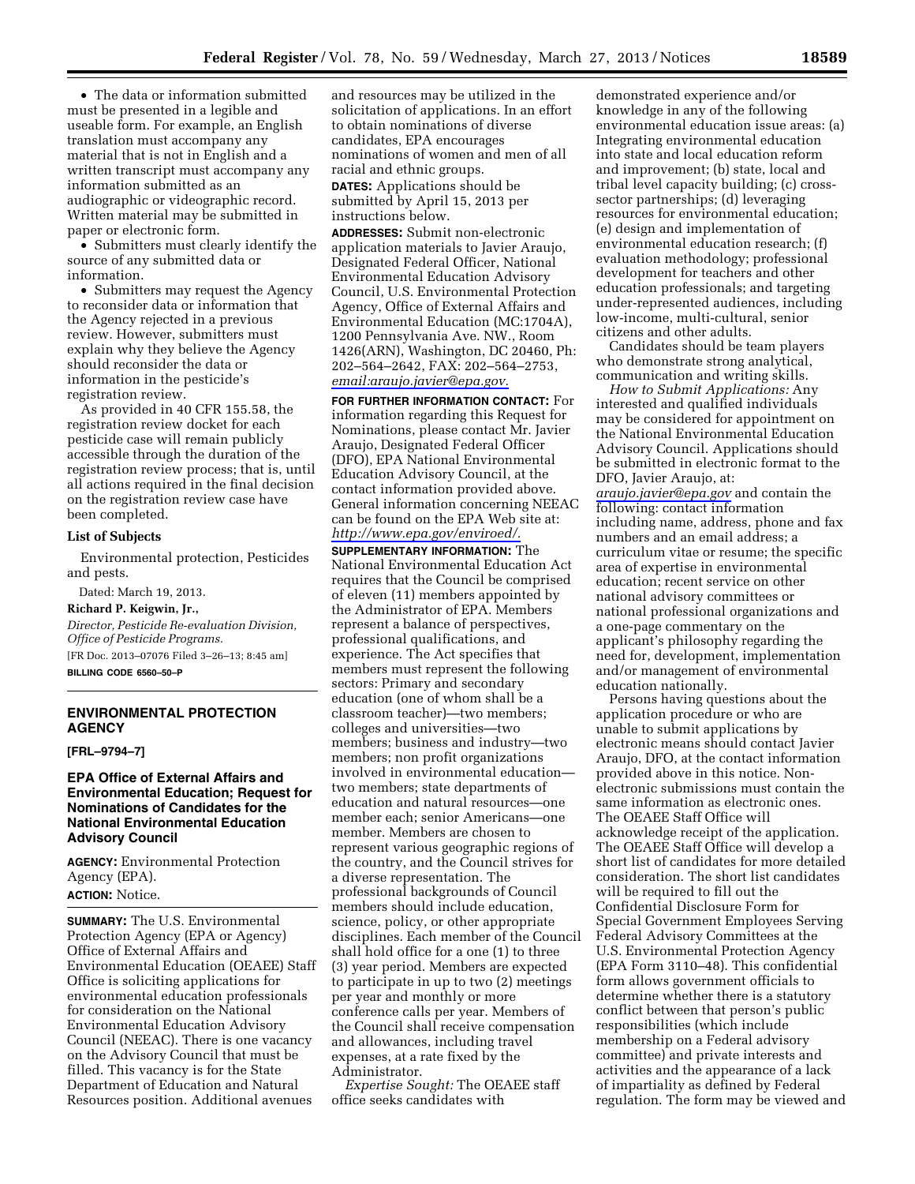- The data or information submitted must be presented in a legible and useable form. For example, an English translation must accompany any material that is not in English and a written transcript must accompany any information submitted as an audiographic or videographic record. Written material may be submitted in paper or electronic form.
- Submitters must clearly identify the source of any submitted data or information.
- Submitters may request the Agency to reconsider data or information that the Agency rejected in a previous review. However, submitters must explain why they believe the Agency should reconsider the data or information in the pesticide's registration review.

As provided in 40 CFR 155.58, the registration review docket for each pesticide case will remain publicly accessible through the duration of the registration review process; that is, until all actions required in the final decision on the registration review case have been completed.

**List of Subjects**

Environmental protection, Pesticides and pests.

Dated: March 19, 2013.

**Richard P. Keigwin, Jr.,**

*Director, Pesticide Re-evaluation Division, Office of Pesticide Programs.*

[FR Doc. 2013–07076 Filed 3–26–13; 8:45 am]

**BILLING CODE 6560–50–P**

## ENVIRONMENTAL PROTECTION AGENCY

**[FRL–9794–7]**

### EPA Office of External Affairs and Environmental Education; Request for Nominations of Candidates for the National Environmental Education Advisory Council

**AGENCY:** Environmental Protection Agency (EPA).

**ACTION:** Notice.

**SUMMARY:** The U.S. Environmental Protection Agency (EPA or Agency) Office of External Affairs and Environmental Education (OEAEE) Staff Office is soliciting applications for environmental education professionals for consideration on the National Environmental Education Advisory Council (NEEAC). There is one vacancy on the Advisory Council that must be filled. This vacancy is for the State Department of Education and Natural Resources position. Additional avenues and resources may be utilized in the solicitation of applications. In an effort to obtain nominations of diverse candidates, EPA encourages nominations of women and men of all racial and ethnic groups.

**DATES:** Applications should be submitted by April 15, 2013 per instructions below.

**ADDRESSES:** Submit non-electronic application materials to Javier Araujo, Designated Federal Officer, National Environmental Education Advisory Council, U.S. Environmental Protection Agency, Office of External Affairs and Environmental Education (MC:1704A), 1200 Pennsylvania Ave. NW., Room 1426(ARN), Washington, DC 20460, Ph: 202–564–2642, FAX: 202–564–2753, *email:araujo.javier@epa.gov.*

**FOR FURTHER INFORMATION CONTACT:** For information regarding this Request for Nominations, please contact Mr. Javier Araujo, Designated Federal Officer (DFO), EPA National Environmental Education Advisory Council, at the contact information provided above. General information concerning NEEAC can be found on the EPA Web site at: *http://www.epa.gov/enviroed/.*

**SUPPLEMENTARY INFORMATION:** The National Environmental Education Act requires that the Council be comprised of eleven (11) members appointed by the Administrator of EPA. Members represent a balance of perspectives, professional qualifications, and experience. The Act specifies that members must represent the following sectors: Primary and secondary education (one of whom shall be a classroom teacher)—two members; colleges and universities—two members; business and industry—two members; non profit organizations involved in environmental education—two members; state departments of education and natural resources—one member each; senior Americans—one member. Members are chosen to represent various geographic regions of the country, and the Council strives for a diverse representation. The professional backgrounds of Council members should include education, science, policy, or other appropriate disciplines. Each member of the Council shall hold office for a one (1) to three (3) year period. Members are expected to participate in up to two (2) meetings per year and monthly or more conference calls per year. Members of the Council shall receive compensation and allowances, including travel expenses, at a rate fixed by the Administrator.

*Expertise Sought:* The OEAEE staff office seeks candidates with demonstrated experience and/or knowledge in any of the following environmental education issue areas: (a) Integrating environmental education into state and local education reform and improvement; (b) state, local and tribal level capacity building; (c) cross-sector partnerships; (d) leveraging resources for environmental education; (e) design and implementation of environmental education research; (f) evaluation methodology; professional development for teachers and other education professionals; and targeting under-represented audiences, including low-income, multi-cultural, senior citizens and other adults.

Candidates should be team players who demonstrate strong analytical, communication and writing skills.

*How to Submit Applications:* Any interested and qualified individuals may be considered for appointment on the National Environmental Education Advisory Council. Applications should be submitted in electronic format to the DFO, Javier Araujo, at: *araujo.javier@epa.gov* and contain the following: contact information including name, address, phone and fax numbers and an email address; a curriculum vitae or resume; the specific area of expertise in environmental education; recent service on other national advisory committees or national professional organizations and a one-page commentary on the applicant's philosophy regarding the need for, development, implementation and/or management of environmental education nationally.

Persons having questions about the application procedure or who are unable to submit applications by electronic means should contact Javier Araujo, DFO, at the contact information provided above in this notice. Non-electronic submissions must contain the same information as electronic ones. The OEAEE Staff Office will acknowledge receipt of the application. The OEAEE Staff Office will develop a short list of candidates for more detailed consideration. The short list candidates will be required to fill out the Confidential Disclosure Form for Special Government Employees Serving Federal Advisory Committees at the U.S. Environmental Protection Agency (EPA Form 3110–48). This confidential form allows government officials to determine whether there is a statutory conflict between that person's public responsibilities (which include membership on a Federal advisory committee) and private interests and activities and the appearance of a lack of impartiality as defined by Federal regulation. The form may be viewed and